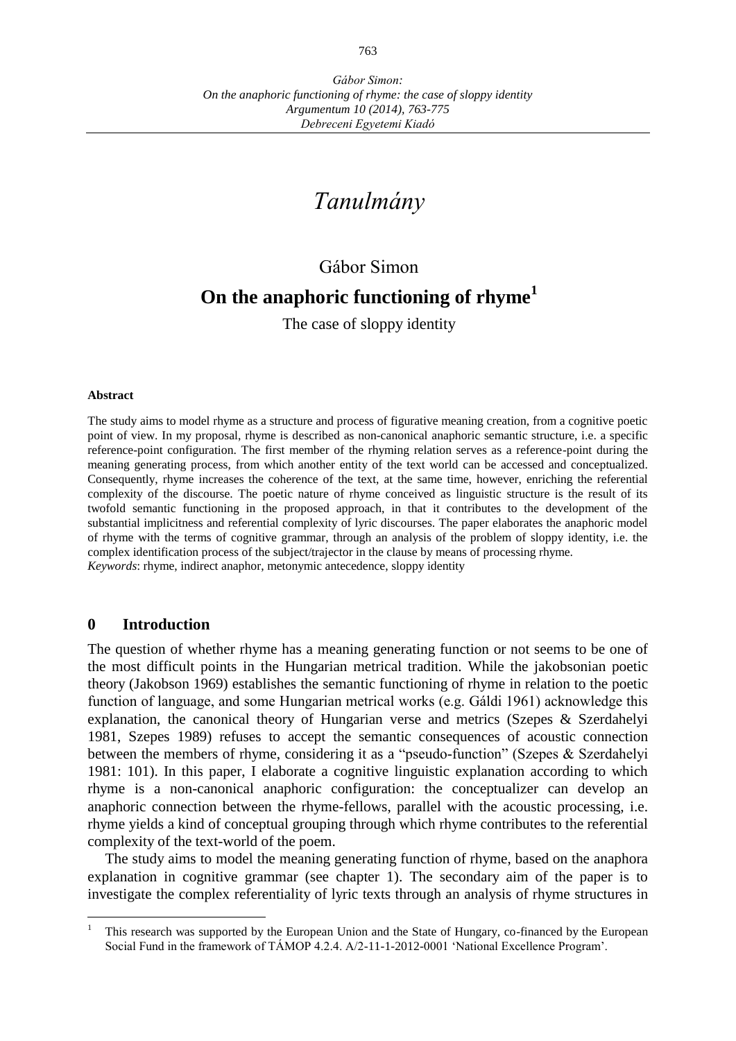*Gábor Simon:*
*On the anaphoric functioning of rhyme: the case of sloppy identity*
*Argumentum 10 (2014), 763-775*
*Debreceni Egyetemi Kiadó*

# *Tanulmány*

Gábor Simon

## On the anaphoric functioning of rhyme[1]

The case of sloppy identity

**Abstract**

The study aims to model rhyme as a structure and process of figurative meaning creation, from a cognitive poetic point of view. In my proposal, rhyme is described as non-canonical anaphoric semantic structure, i.e. a specific reference-point configuration. The first member of the rhyming relation serves as a reference-point during the meaning generating process, from which another entity of the text world can be accessed and conceptualized. Consequently, rhyme increases the coherence of the text, at the same time, however, enriching the referential complexity of the discourse. The poetic nature of rhyme conceived as linguistic structure is the result of its twofold semantic functioning in the proposed approach, in that it contributes to the development of the substantial implicitness and referential complexity of lyric discourses. The paper elaborates the anaphoric model of rhyme with the terms of cognitive grammar, through an analysis of the problem of sloppy identity, i.e. the complex identification process of the subject/trajector in the clause by means of processing rhyme.
*Keywords*: rhyme, indirect anaphor, metonymic antecedence, sloppy identity

## 0 Introduction

The question of whether rhyme has a meaning generating function or not seems to be one of the most difficult points in the Hungarian metrical tradition. While the jakobsonian poetic theory (Jakobson 1969) establishes the semantic functioning of rhyme in relation to the poetic function of language, and some Hungarian metrical works (e.g. Gáldi 1961) acknowledge this explanation, the canonical theory of Hungarian verse and metrics (Szepes & Szerdahelyi 1981, Szepes 1989) refuses to accept the semantic consequences of acoustic connection between the members of rhyme, considering it as a "pseudo-function" (Szepes & Szerdahelyi 1981: 101). In this paper, I elaborate a cognitive linguistic explanation according to which rhyme is a non-canonical anaphoric configuration: the conceptualizer can develop an anaphoric connection between the rhyme-fellows, parallel with the acoustic processing, i.e. rhyme yields a kind of conceptual grouping through which rhyme contributes to the referential complexity of the text-world of the poem.

The study aims to model the meaning generating function of rhyme, based on the anaphora explanation in cognitive grammar (see chapter 1). The secondary aim of the paper is to investigate the complex referentiality of lyric texts through an analysis of rhyme structures in

---

[1] This research was supported by the European Union and the State of Hungary, co-financed by the European Social Fund in the framework of TÁMOP 4.2.4. A/2-11-1-2012-0001 'National Excellence Program'.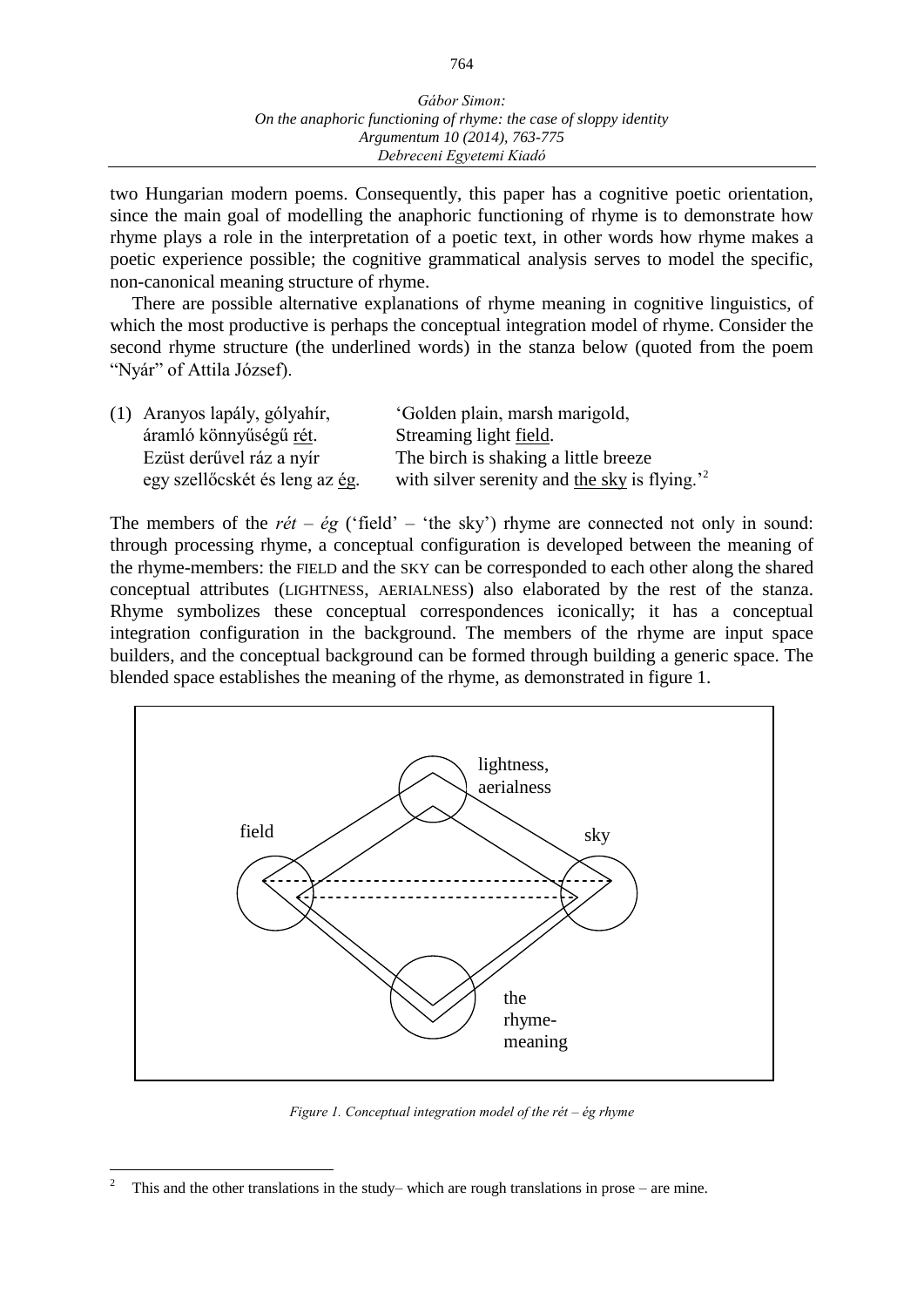two Hungarian modern poems. Consequently, this paper has a cognitive poetic orientation, since the main goal of modelling the anaphoric functioning of rhyme is to demonstrate how rhyme plays a role in the interpretation of a poetic text, in other words how rhyme makes a poetic experience possible; the cognitive grammatical analysis serves to model the specific, non-canonical meaning structure of rhyme.

There are possible alternative explanations of rhyme meaning in cognitive linguistics, of which the most productive is perhaps the conceptual integration model of rhyme. Consider the second rhyme structure (the underlined words) in the stanza below (quoted from the poem "Nyár" of Attila József).

| (1) | Aranyos lapály, gólyahír, | 'Golden plain, marsh marigold, |
|---|---|---|
| | áramló könnyűségű <u>rét</u>. | Streaming light <u>field</u>. |
| | Ezüst derűvel ráz a nyír | The birch is shaking a little breeze |
| | egy szellőcskét és leng az <u>ég</u>. | with silver serenity and <u>the sky</u> is flying.'[2] |

The members of the *rét* – *ég* ('field' – 'the sky') rhyme are connected not only in sound: through processing rhyme, a conceptual configuration is developed between the meaning of the rhyme-members: the FIELD and the SKY can be corresponded to each other along the shared conceptual attributes (LIGHTNESS, AERIALNESS) also elaborated by the rest of the stanza. Rhyme symbolizes these conceptual correspondences iconically; it has a conceptual integration configuration in the background. The members of the rhyme are input space builders, and the conceptual background can be formed through building a generic space. The blended space establishes the meaning of the rhyme, as demonstrated in figure 1.

lightness, aerialness

field

sky

the rhyme-meaning

*Figure 1. Conceptual integration model of the rét – ég rhyme*

[2] This and the other translations in the study– which are rough translations in prose – are mine.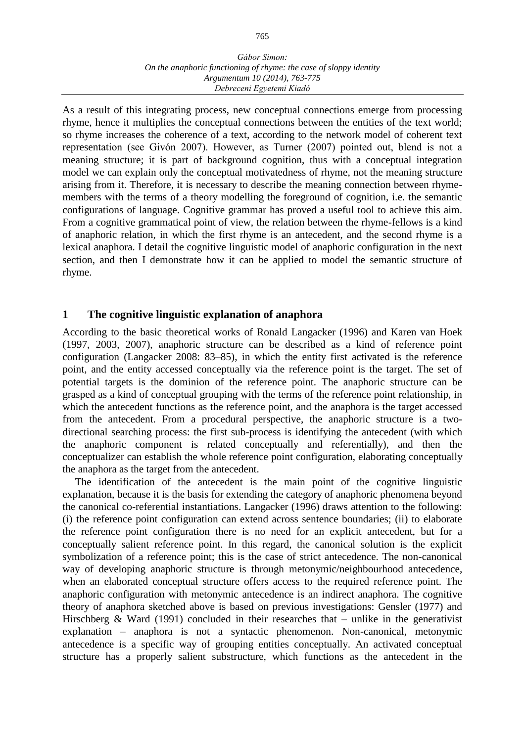As a result of this integrating process, new conceptual connections emerge from processing rhyme, hence it multiplies the conceptual connections between the entities of the text world; so rhyme increases the coherence of a text, according to the network model of coherent text representation (see Givón 2007). However, as Turner (2007) pointed out, blend is not a meaning structure; it is part of background cognition, thus with a conceptual integration model we can explain only the conceptual motivatedness of rhyme, not the meaning structure arising from it. Therefore, it is necessary to describe the meaning connection between rhyme-members with the terms of a theory modelling the foreground of cognition, i.e. the semantic configurations of language. Cognitive grammar has proved a useful tool to achieve this aim. From a cognitive grammatical point of view, the relation between the rhyme-fellows is a kind of anaphoric relation, in which the first rhyme is an antecedent, and the second rhyme is a lexical anaphora. I detail the cognitive linguistic model of anaphoric configuration in the next section, and then I demonstrate how it can be applied to model the semantic structure of rhyme.

## 1 The cognitive linguistic explanation of anaphora

According to the basic theoretical works of Ronald Langacker (1996) and Karen van Hoek (1997, 2003, 2007), anaphoric structure can be described as a kind of reference point configuration (Langacker 2008: 83–85), in which the entity first activated is the reference point, and the entity accessed conceptually via the reference point is the target. The set of potential targets is the dominion of the reference point. The anaphoric structure can be grasped as a kind of conceptual grouping with the terms of the reference point relationship, in which the antecedent functions as the reference point, and the anaphora is the target accessed from the antecedent. From a procedural perspective, the anaphoric structure is a two-directional searching process: the first sub-process is identifying the antecedent (with which the anaphoric component is related conceptually and referentially), and then the conceptualizer can establish the whole reference point configuration, elaborating conceptually the anaphora as the target from the antecedent.

The identification of the antecedent is the main point of the cognitive linguistic explanation, because it is the basis for extending the category of anaphoric phenomena beyond the canonical co-referential instantiations. Langacker (1996) draws attention to the following: (i) the reference point configuration can extend across sentence boundaries; (ii) to elaborate the reference point configuration there is no need for an explicit antecedent, but for a conceptually salient reference point. In this regard, the canonical solution is the explicit symbolization of a reference point; this is the case of strict antecedence. The non-canonical way of developing anaphoric structure is through metonymic/neighbourhood antecedence, when an elaborated conceptual structure offers access to the required reference point. The anaphoric configuration with metonymic antecedence is an indirect anaphora. The cognitive theory of anaphora sketched above is based on previous investigations: Gensler (1977) and Hirschberg & Ward (1991) concluded in their researches that – unlike in the generativist explanation – anaphora is not a syntactic phenomenon. Non-canonical, metonymic antecedence is a specific way of grouping entities conceptually. An activated conceptual structure has a properly salient substructure, which functions as the antecedent in the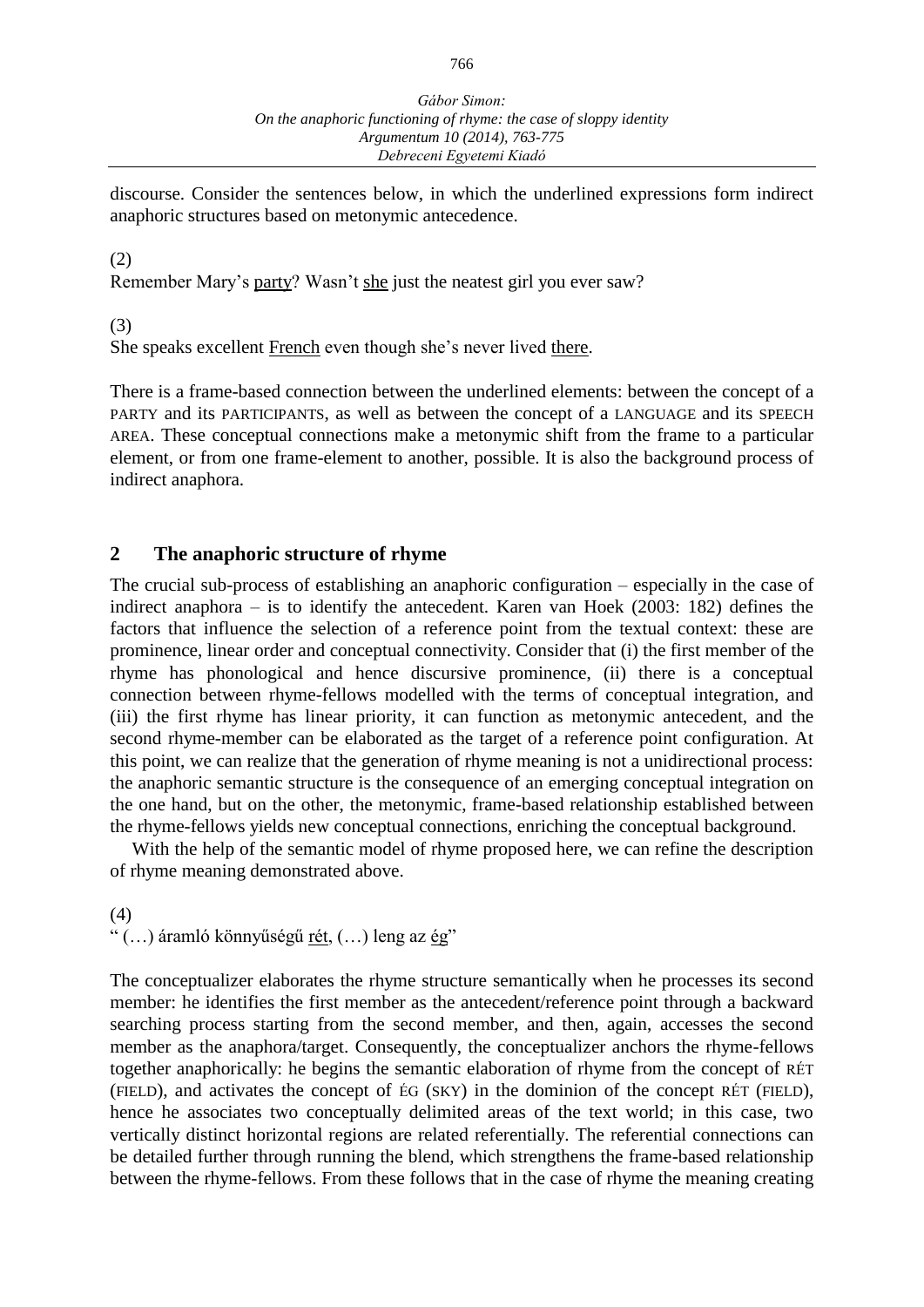discourse. Consider the sentences below, in which the underlined expressions form indirect anaphoric structures based on metonymic antecedence.

(2)
Remember Mary's <u>party</u>? Wasn't <u>she</u> just the neatest girl you ever saw?

(3)
She speaks excellent <u>French</u> even though she's never lived <u>there</u>.

There is a frame-based connection between the underlined elements: between the concept of a PARTY and its PARTICIPANTS, as well as between the concept of a LANGUAGE and its SPEECH AREA. These conceptual connections make a metonymic shift from the frame to a particular element, or from one frame-element to another, possible. It is also the background process of indirect anaphora.

## 2 The anaphoric structure of rhyme

The crucial sub-process of establishing an anaphoric configuration – especially in the case of indirect anaphora – is to identify the antecedent. Karen van Hoek (2003: 182) defines the factors that influence the selection of a reference point from the textual context: these are prominence, linear order and conceptual connectivity. Consider that (i) the first member of the rhyme has phonological and hence discursive prominence, (ii) there is a conceptual connection between rhyme-fellows modelled with the terms of conceptual integration, and (iii) the first rhyme has linear priority, it can function as metonymic antecedent, and the second rhyme-member can be elaborated as the target of a reference point configuration. At this point, we can realize that the generation of rhyme meaning is not a unidirectional process: the anaphoric semantic structure is the consequence of an emerging conceptual integration on the one hand, but on the other, the metonymic, frame-based relationship established between the rhyme-fellows yields new conceptual connections, enriching the conceptual background.

With the help of the semantic model of rhyme proposed here, we can refine the description of rhyme meaning demonstrated above.

(4)
" (…) áramló könnyűségű <u>rét</u>, (…) leng az <u>ég</u>"

The conceptualizer elaborates the rhyme structure semantically when he processes its second member: he identifies the first member as the antecedent/reference point through a backward searching process starting from the second member, and then, again, accesses the second member as the anaphora/target. Consequently, the conceptualizer anchors the rhyme-fellows together anaphorically: he begins the semantic elaboration of rhyme from the concept of RÉT (FIELD), and activates the concept of ÉG (SKY) in the dominion of the concept RÉT (FIELD), hence he associates two conceptually delimited areas of the text world; in this case, two vertically distinct horizontal regions are related referentially. The referential connections can be detailed further through running the blend, which strengthens the frame-based relationship between the rhyme-fellows. From these follows that in the case of rhyme the meaning creating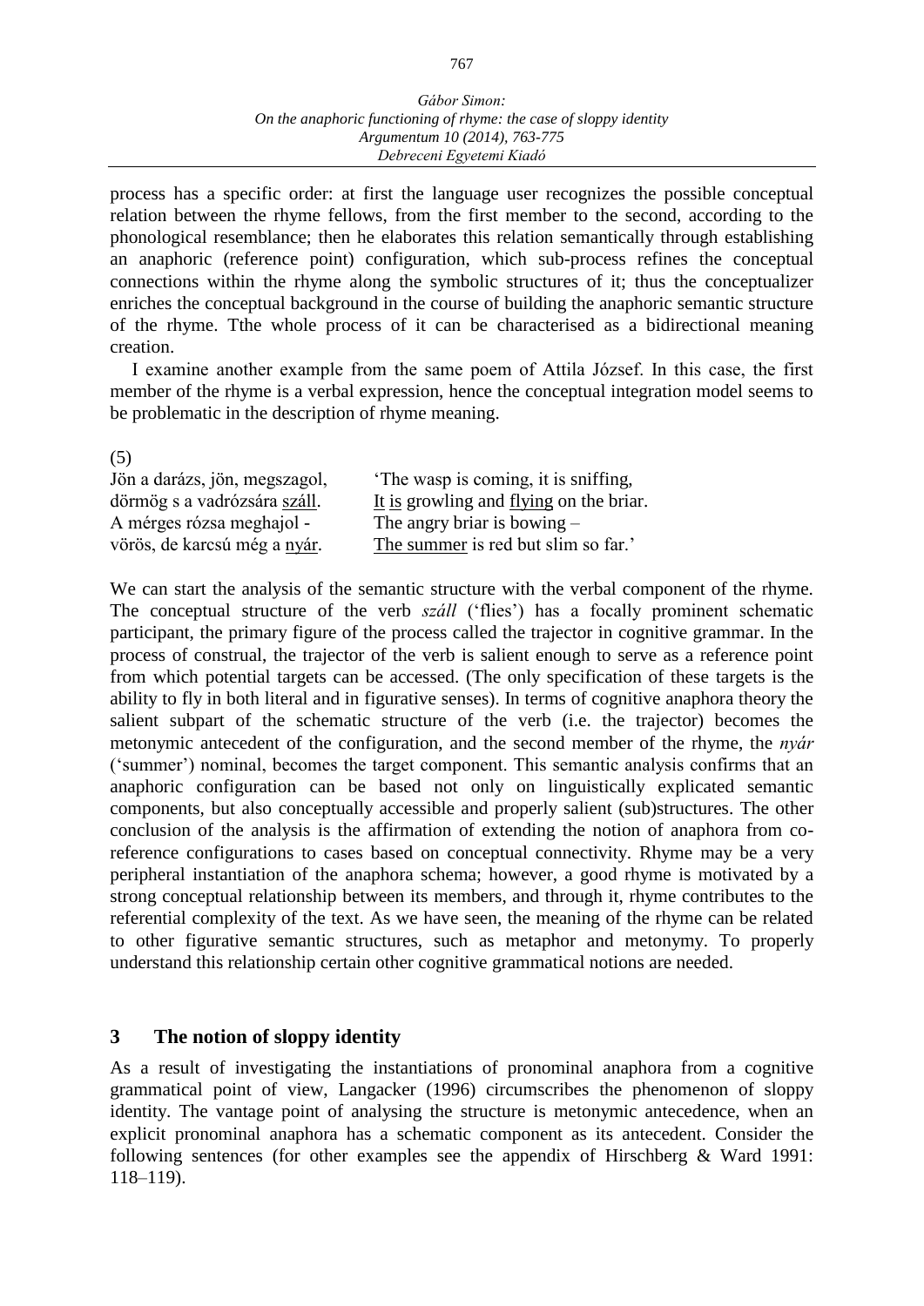process has a specific order: at first the language user recognizes the possible conceptual relation between the rhyme fellows, from the first member to the second, according to the phonological resemblance; then he elaborates this relation semantically through establishing an anaphoric (reference point) configuration, which sub-process refines the conceptual connections within the rhyme along the symbolic structures of it; thus the conceptualizer enriches the conceptual background in the course of building the anaphoric semantic structure of the rhyme. Tthe whole process of it can be characterised as a bidirectional meaning creation.

I examine another example from the same poem of Attila József. In this case, the first member of the rhyme is a verbal expression, hence the conceptual integration model seems to be problematic in the description of rhyme meaning.

(5)

| | |
|---|---|
| Jön a darázs, jön, megszagol, | 'The wasp is coming, it is sniffing, |
| dörmög s a vadrózsára <u>száll</u>. | <u>It is</u> growling and <u>flying</u> on the briar. |
| A mérges rózsa meghajol - | The angry briar is bowing – |
| vörös, de karcsú még a <u>nyár</u>. | <u>The summer</u> is red but slim so far.' |

We can start the analysis of the semantic structure with the verbal component of the rhyme. The conceptual structure of the verb *száll* ('flies') has a focally prominent schematic participant, the primary figure of the process called the trajector in cognitive grammar. In the process of construal, the trajector of the verb is salient enough to serve as a reference point from which potential targets can be accessed. (The only specification of these targets is the ability to fly in both literal and in figurative senses). In terms of cognitive anaphora theory the salient subpart of the schematic structure of the verb (i.e. the trajector) becomes the metonymic antecedent of the configuration, and the second member of the rhyme, the *nyár* ('summer') nominal, becomes the target component. This semantic analysis confirms that an anaphoric configuration can be based not only on linguistically explicated semantic components, but also conceptually accessible and properly salient (sub)structures. The other conclusion of the analysis is the affirmation of extending the notion of anaphora from co-reference configurations to cases based on conceptual connectivity. Rhyme may be a very peripheral instantiation of the anaphora schema; however, a good rhyme is motivated by a strong conceptual relationship between its members, and through it, rhyme contributes to the referential complexity of the text. As we have seen, the meaning of the rhyme can be related to other figurative semantic structures, such as metaphor and metonymy. To properly understand this relationship certain other cognitive grammatical notions are needed.

## 3 The notion of sloppy identity

As a result of investigating the instantiations of pronominal anaphora from a cognitive grammatical point of view, Langacker (1996) circumscribes the phenomenon of sloppy identity. The vantage point of analysing the structure is metonymic antecedence, when an explicit pronominal anaphora has a schematic component as its antecedent. Consider the following sentences (for other examples see the appendix of Hirschberg & Ward 1991: 118–119).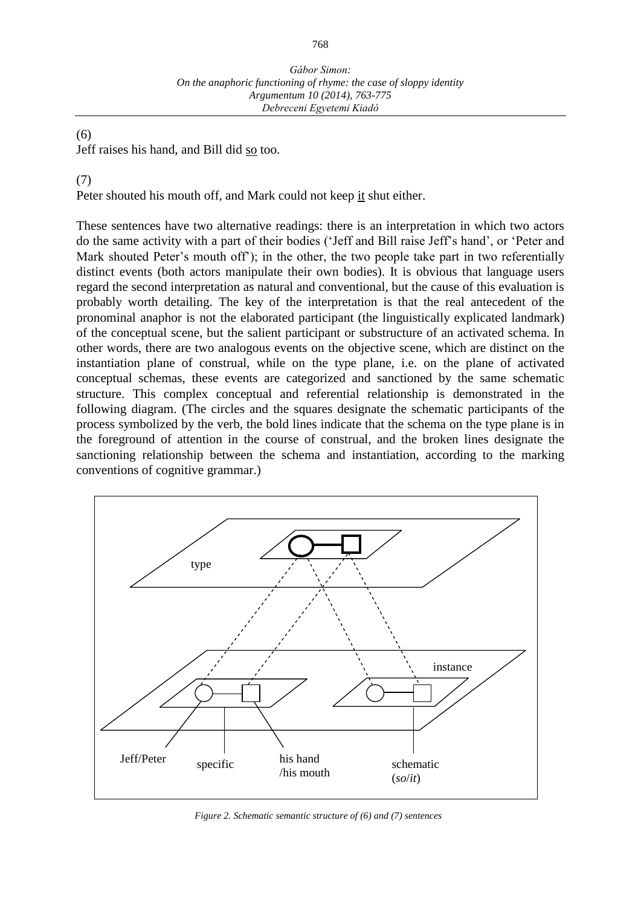(6)
Jeff raises his hand, and Bill did so too.

(7)
Peter shouted his mouth off, and Mark could not keep it shut either.

These sentences have two alternative readings: there is an interpretation in which two actors do the same activity with a part of their bodies ('Jeff and Bill raise Jeff's hand', or 'Peter and Mark shouted Peter's mouth off'); in the other, the two people take part in two referentially distinct events (both actors manipulate their own bodies). It is obvious that language users regard the second interpretation as natural and conventional, but the cause of this evaluation is probably worth detailing. The key of the interpretation is that the real antecedent of the pronominal anaphor is not the elaborated participant (the linguistically explicated landmark) of the conceptual scene, but the salient participant or substructure of an activated schema. In other words, there are two analogous events on the objective scene, which are distinct on the instantiation plane of construal, while on the type plane, i.e. on the plane of activated conceptual schemas, these events are categorized and sanctioned by the same schematic structure. This complex conceptual and referential relationship is demonstrated in the following diagram. (The circles and the squares designate the schematic participants of the process symbolized by the verb, the bold lines indicate that the schema on the type plane is in the foreground of attention in the course of construal, and the broken lines designate the sanctioning relationship between the schema and instantiation, according to the marking conventions of cognitive grammar.)

*Figure 2. Schematic semantic structure of (6) and (7) sentences*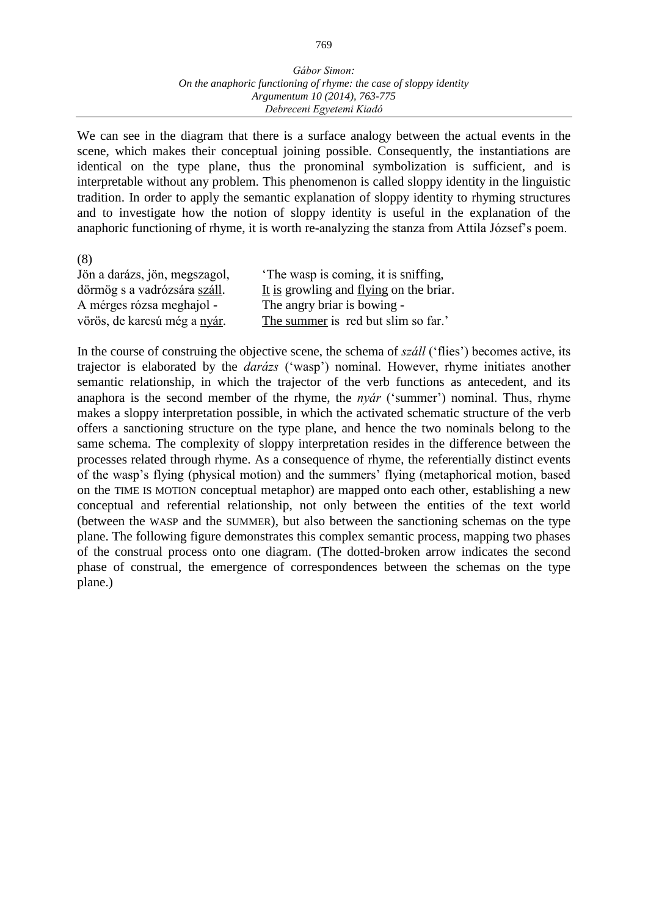We can see in the diagram that there is a surface analogy between the actual events in the scene, which makes their conceptual joining possible. Consequently, the instantiations are identical on the type plane, thus the pronominal symbolization is sufficient, and is interpretable without any problem. This phenomenon is called sloppy identity in the linguistic tradition. In order to apply the semantic explanation of sloppy identity to rhyming structures and to investigate how the notion of sloppy identity is useful in the explanation of the anaphoric functioning of rhyme, it is worth re-analyzing the stanza from Attila József's poem.

(8)

| | |
|---|---|
| Jön a darázs, jön, megszagol, | 'The wasp is coming, it is sniffing, |
| dörmög s a vadrózsára <u>száll</u>. | <u>It is</u> growling and <u>flying</u> on the briar. |
| A mérges rózsa meghajol - | The angry briar is bowing - |
| vörös, de karcsú még a <u>nyár</u>. | <u>The summer</u> is red but slim so far.' |

In the course of construing the objective scene, the schema of *száll* ('flies') becomes active, its trajector is elaborated by the *darázs* ('wasp') nominal. However, rhyme initiates another semantic relationship, in which the trajector of the verb functions as antecedent, and its anaphora is the second member of the rhyme, the *nyár* ('summer') nominal. Thus, rhyme makes a sloppy interpretation possible, in which the activated schematic structure of the verb offers a sanctioning structure on the type plane, and hence the two nominals belong to the same schema. The complexity of sloppy interpretation resides in the difference between the processes related through rhyme. As a consequence of rhyme, the referentially distinct events of the wasp's flying (physical motion) and the summers' flying (metaphorical motion, based on the TIME IS MOTION conceptual metaphor) are mapped onto each other, establishing a new conceptual and referential relationship, not only between the entities of the text world (between the WASP and the SUMMER), but also between the sanctioning schemas on the type plane. The following figure demonstrates this complex semantic process, mapping two phases of the construal process onto one diagram. (The dotted-broken arrow indicates the second phase of construal, the emergence of correspondences between the schemas on the type plane.)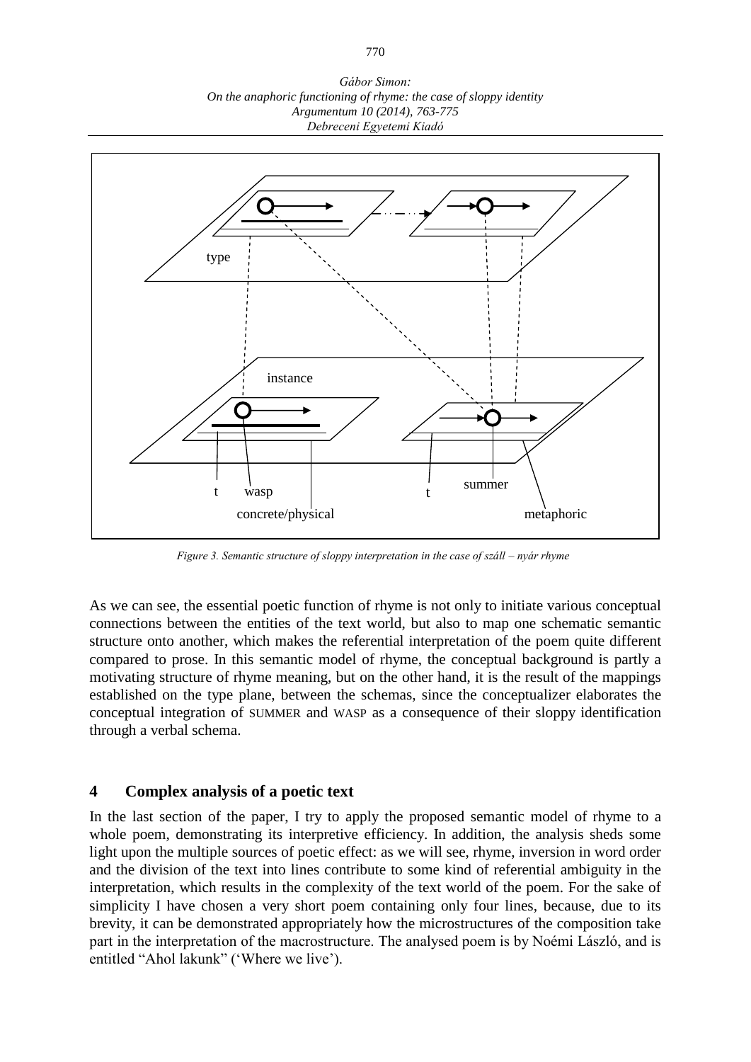type

instance

t wasp t summer

concrete/physical metaphoric

*Figure 3. Semantic structure of sloppy interpretation in the case of száll – nyár rhyme*

As we can see, the essential poetic function of rhyme is not only to initiate various conceptual connections between the entities of the text world, but also to map one schematic semantic structure onto another, which makes the referential interpretation of the poem quite different compared to prose. In this semantic model of rhyme, the conceptual background is partly a motivating structure of rhyme meaning, but on the other hand, it is the result of the mappings established on the type plane, between the schemas, since the conceptualizer elaborates the conceptual integration of SUMMER and WASP as a consequence of their sloppy identification through a verbal schema.

## 4 Complex analysis of a poetic text

In the last section of the paper, I try to apply the proposed semantic model of rhyme to a whole poem, demonstrating its interpretive efficiency. In addition, the analysis sheds some light upon the multiple sources of poetic effect: as we will see, rhyme, inversion in word order and the division of the text into lines contribute to some kind of referential ambiguity in the interpretation, which results in the complexity of the text world of the poem. For the sake of simplicity I have chosen a very short poem containing only four lines, because, due to its brevity, it can be demonstrated appropriately how the microstructures of the composition take part in the interpretation of the macrostructure. The analysed poem is by Noémi László, and is entitled "Ahol lakunk" ('Where we live').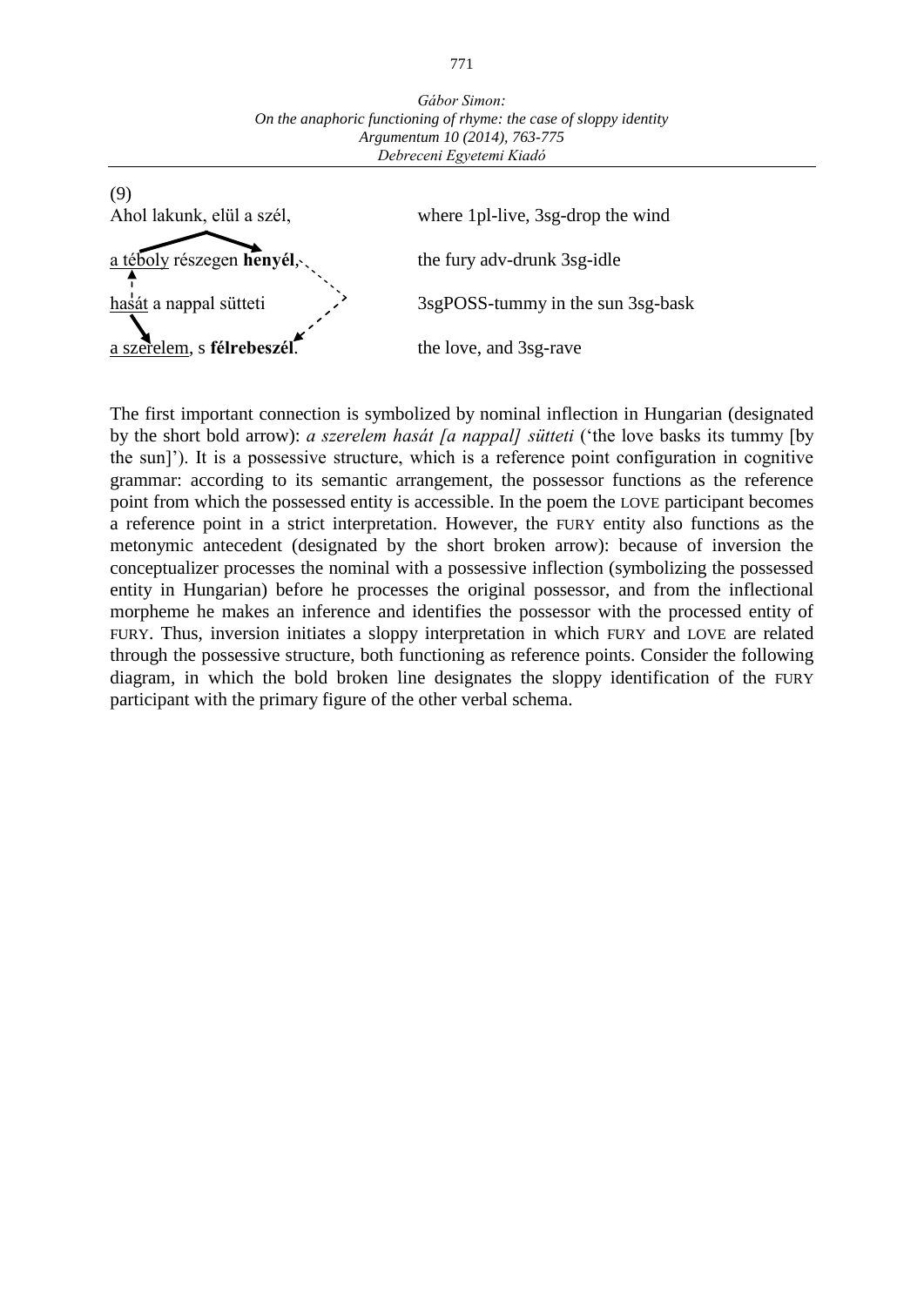(9)

| | |
|---|---|
| Ahol lakunk, elül a szél, | where 1pl-live, 3sg-drop the wind |
| <u>a téboly</u> részegen **henyél**, | the fury adv-drunk 3sg-idle |
| <u>hasát</u> a nappal sütteti | 3sgPOSS-tummy in the sun 3sg-bask |
| <u>a szerelem</u>, s **félrebeszél**. | the love, and 3sg-rave |

The first important connection is symbolized by nominal inflection in Hungarian (designated by the short bold arrow): *a szerelem hasát [a nappal] sütteti* ('the love basks its tummy [by the sun]'). It is a possessive structure, which is a reference point configuration in cognitive grammar: according to its semantic arrangement, the possessor functions as the reference point from which the possessed entity is accessible. In the poem the LOVE participant becomes a reference point in a strict interpretation. However, the FURY entity also functions as the metonymic antecedent (designated by the short broken arrow): because of inversion the conceptualizer processes the nominal with a possessive inflection (symbolizing the possessed entity in Hungarian) before he processes the original possessor, and from the inflectional morpheme he makes an inference and identifies the possessor with the processed entity of FURY. Thus, inversion initiates a sloppy interpretation in which FURY and LOVE are related through the possessive structure, both functioning as reference points. Consider the following diagram, in which the bold broken line designates the sloppy identification of the FURY participant with the primary figure of the other verbal schema.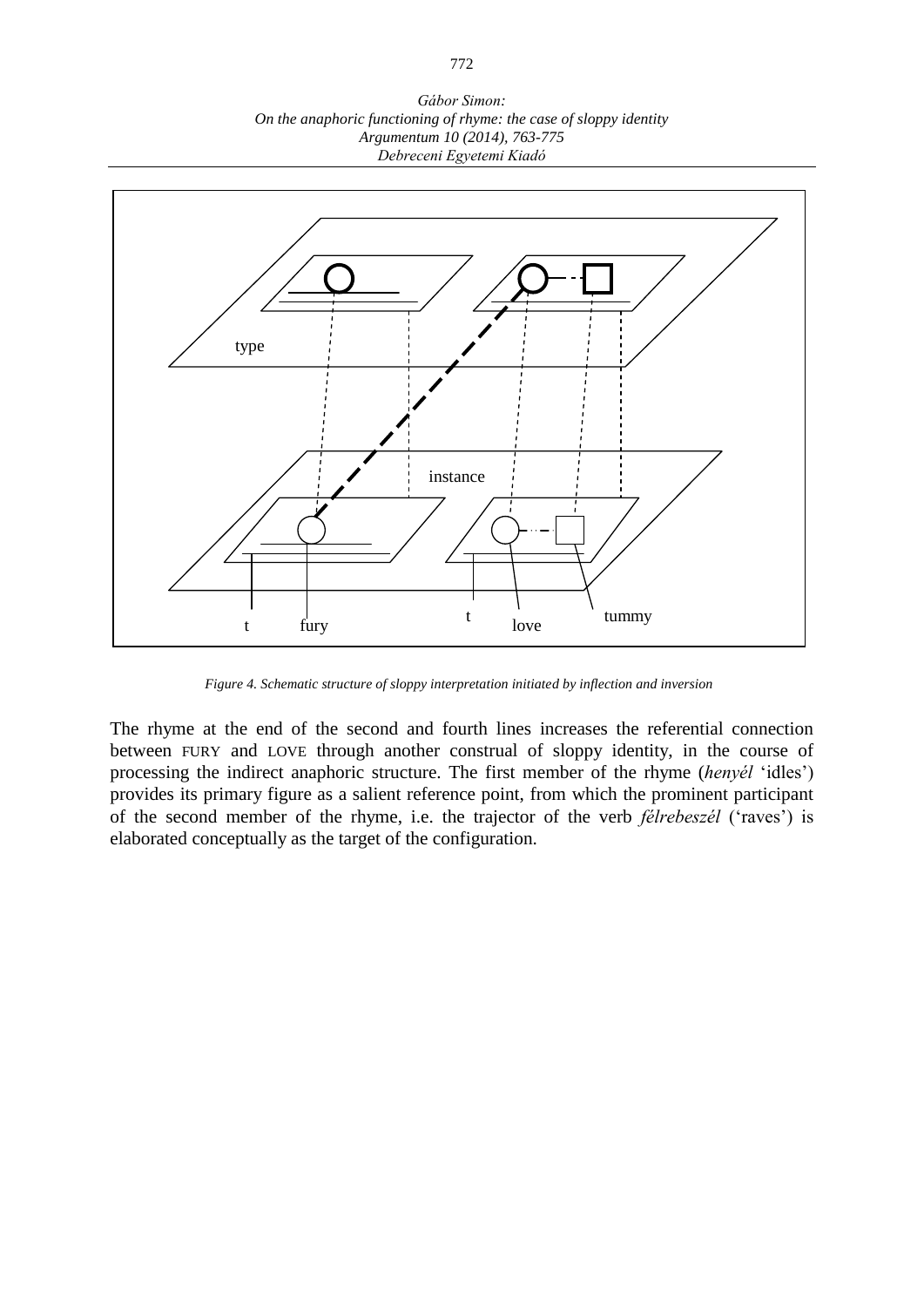*Figure 4. Schematic structure of sloppy interpretation initiated by inflection and inversion*

The rhyme at the end of the second and fourth lines increases the referential connection between FURY and LOVE through another construal of sloppy identity, in the course of processing the indirect anaphoric structure. The first member of the rhyme (*henyél* 'idles') provides its primary figure as a salient reference point, from which the prominent participant of the second member of the rhyme, i.e. the trajector of the verb *félrebeszél* ('raves') is elaborated conceptually as the target of the configuration.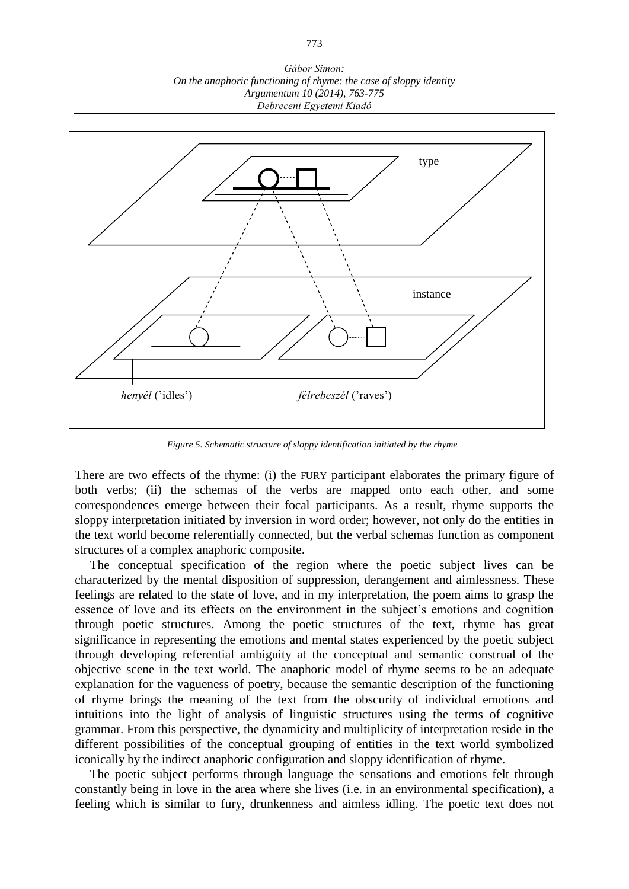*Figure 5. Schematic structure of sloppy identification initiated by the rhyme*

There are two effects of the rhyme: (i) the FURY participant elaborates the primary figure of both verbs; (ii) the schemas of the verbs are mapped onto each other, and some correspondences emerge between their focal participants. As a result, rhyme supports the sloppy interpretation initiated by inversion in word order; however, not only do the entities in the text world become referentially connected, but the verbal schemas function as component structures of a complex anaphoric composite.

The conceptual specification of the region where the poetic subject lives can be characterized by the mental disposition of suppression, derangement and aimlessness. These feelings are related to the state of love, and in my interpretation, the poem aims to grasp the essence of love and its effects on the environment in the subject's emotions and cognition through poetic structures. Among the poetic structures of the text, rhyme has great significance in representing the emotions and mental states experienced by the poetic subject through developing referential ambiguity at the conceptual and semantic construal of the objective scene in the text world. The anaphoric model of rhyme seems to be an adequate explanation for the vagueness of poetry, because the semantic description of the functioning of rhyme brings the meaning of the text from the obscurity of individual emotions and intuitions into the light of analysis of linguistic structures using the terms of cognitive grammar. From this perspective, the dynamicity and multiplicity of interpretation reside in the different possibilities of the conceptual grouping of entities in the text world symbolized iconically by the indirect anaphoric configuration and sloppy identification of rhyme.

The poetic subject performs through language the sensations and emotions felt through constantly being in love in the area where she lives (i.e. in an environmental specification), a feeling which is similar to fury, drunkenness and aimless idling. The poetic text does not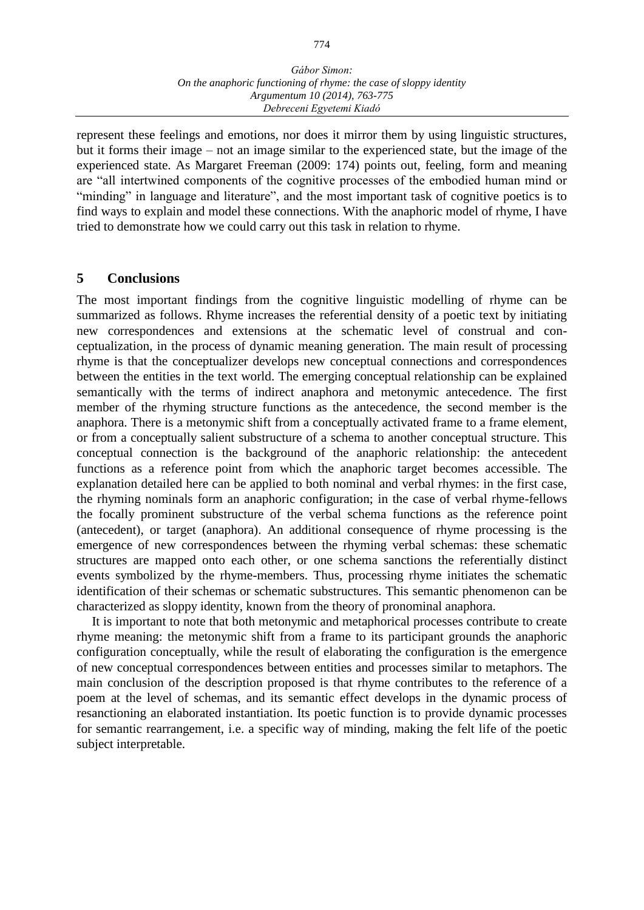represent these feelings and emotions, nor does it mirror them by using linguistic structures, but it forms their image – not an image similar to the experienced state, but the image of the experienced state. As Margaret Freeman (2009: 174) points out, feeling, form and meaning are "all intertwined components of the cognitive processes of the embodied human mind or "minding" in language and literature", and the most important task of cognitive poetics is to find ways to explain and model these connections. With the anaphoric model of rhyme, I have tried to demonstrate how we could carry out this task in relation to rhyme.

## 5 Conclusions

The most important findings from the cognitive linguistic modelling of rhyme can be summarized as follows. Rhyme increases the referential density of a poetic text by initiating new correspondences and extensions at the schematic level of construal and conceptualization, in the process of dynamic meaning generation. The main result of processing rhyme is that the conceptualizer develops new conceptual connections and correspondences between the entities in the text world. The emerging conceptual relationship can be explained semantically with the terms of indirect anaphora and metonymic antecedence. The first member of the rhyming structure functions as the antecedence, the second member is the anaphora. There is a metonymic shift from a conceptually activated frame to a frame element, or from a conceptually salient substructure of a schema to another conceptual structure. This conceptual connection is the background of the anaphoric relationship: the antecedent functions as a reference point from which the anaphoric target becomes accessible. The explanation detailed here can be applied to both nominal and verbal rhymes: in the first case, the rhyming nominals form an anaphoric configuration; in the case of verbal rhyme-fellows the focally prominent substructure of the verbal schema functions as the reference point (antecedent), or target (anaphora). An additional consequence of rhyme processing is the emergence of new correspondences between the rhyming verbal schemas: these schematic structures are mapped onto each other, or one schema sanctions the referentially distinct events symbolized by the rhyme-members. Thus, processing rhyme initiates the schematic identification of their schemas or schematic substructures. This semantic phenomenon can be characterized as sloppy identity, known from the theory of pronominal anaphora.

It is important to note that both metonymic and metaphorical processes contribute to create rhyme meaning: the metonymic shift from a frame to its participant grounds the anaphoric configuration conceptually, while the result of elaborating the configuration is the emergence of new conceptual correspondences between entities and processes similar to metaphors. The main conclusion of the description proposed is that rhyme contributes to the reference of a poem at the level of schemas, and its semantic effect develops in the dynamic process of resanctioning an elaborated instantiation. Its poetic function is to provide dynamic processes for semantic rearrangement, i.e. a specific way of minding, making the felt life of the poetic subject interpretable.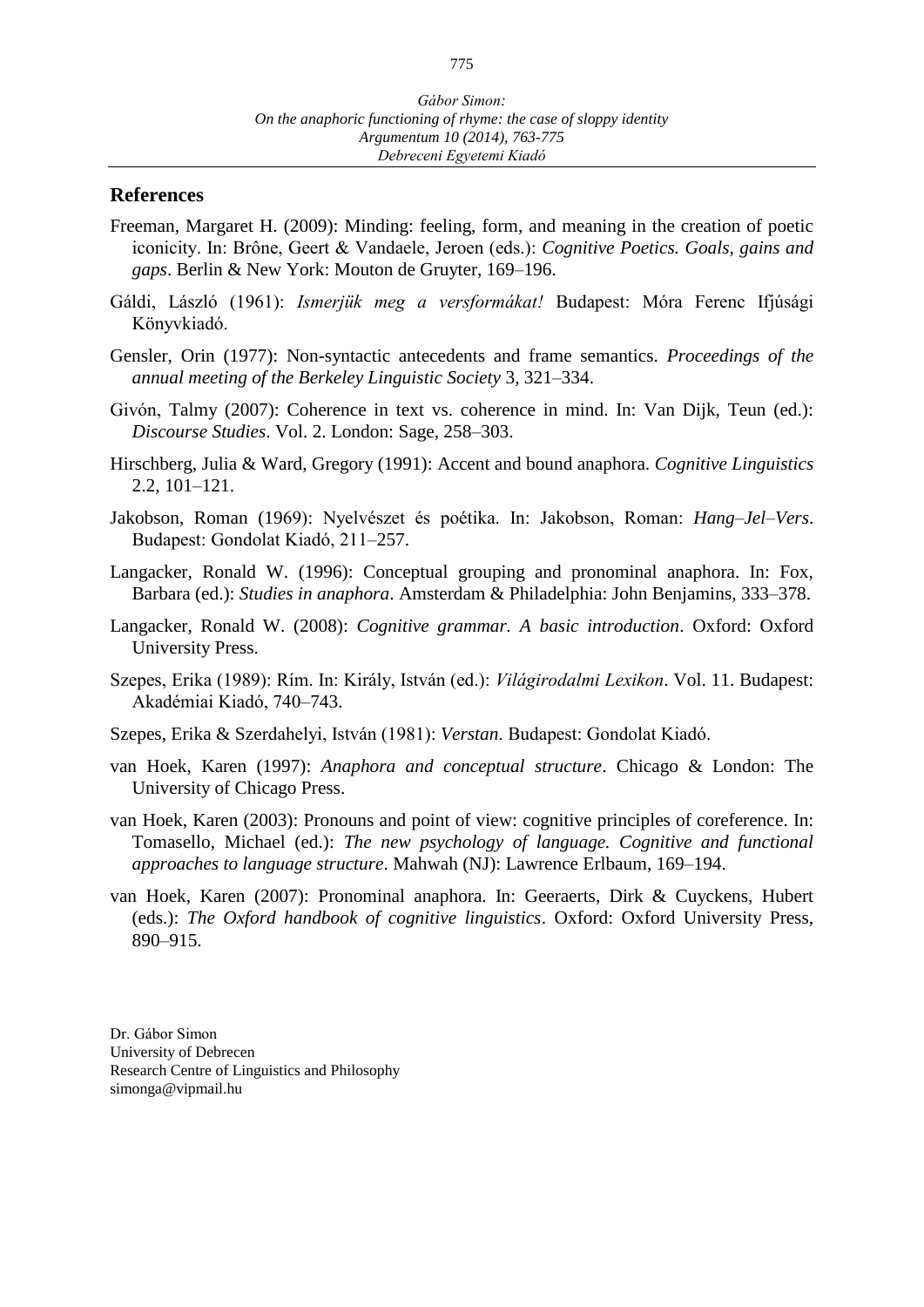## References

Freeman, Margaret H. (2009): Minding: feeling, form, and meaning in the creation of poetic iconicity. In: Brône, Geert & Vandaele, Jeroen (eds.): *Cognitive Poetics. Goals, gains and gaps*. Berlin & New York: Mouton de Gruyter, 169–196.

Gáldi, László (1961): *Ismerjük meg a versformákat!* Budapest: Móra Ferenc Ifjúsági Könyvkiadó.

Gensler, Orin (1977): Non-syntactic antecedents and frame semantics. *Proceedings of the annual meeting of the Berkeley Linguistic Society* 3, 321–334.

Givón, Talmy (2007): Coherence in text vs. coherence in mind. In: Van Dijk, Teun (ed.): *Discourse Studies*. Vol. 2. London: Sage, 258–303.

Hirschberg, Julia & Ward, Gregory (1991): Accent and bound anaphora. *Cognitive Linguistics* 2.2, 101–121.

Jakobson, Roman (1969): Nyelvészet és poétika. In: Jakobson, Roman: *Hang–Jel–Vers*. Budapest: Gondolat Kiadó, 211–257.

Langacker, Ronald W. (1996): Conceptual grouping and pronominal anaphora. In: Fox, Barbara (ed.): *Studies in anaphora*. Amsterdam & Philadelphia: John Benjamins, 333–378.

Langacker, Ronald W. (2008): *Cognitive grammar. A basic introduction*. Oxford: Oxford University Press.

Szepes, Erika (1989): Rím. In: Király, István (ed.): *Világirodalmi Lexikon*. Vol. 11. Budapest: Akadémiai Kiadó, 740–743.

Szepes, Erika & Szerdahelyi, István (1981): *Verstan*. Budapest: Gondolat Kiadó.

van Hoek, Karen (1997): *Anaphora and conceptual structure*. Chicago & London: The University of Chicago Press.

van Hoek, Karen (2003): Pronouns and point of view: cognitive principles of coreference. In: Tomasello, Michael (ed.): *The new psychology of language. Cognitive and functional approaches to language structure*. Mahwah (NJ): Lawrence Erlbaum, 169–194.

van Hoek, Karen (2007): Pronominal anaphora. In: Geeraerts, Dirk & Cuyckens, Hubert (eds.): *The Oxford handbook of cognitive linguistics*. Oxford: Oxford University Press, 890–915.

Dr. Gábor Simon
University of Debrecen
Research Centre of Linguistics and Philosophy
simonga@vipmail.hu